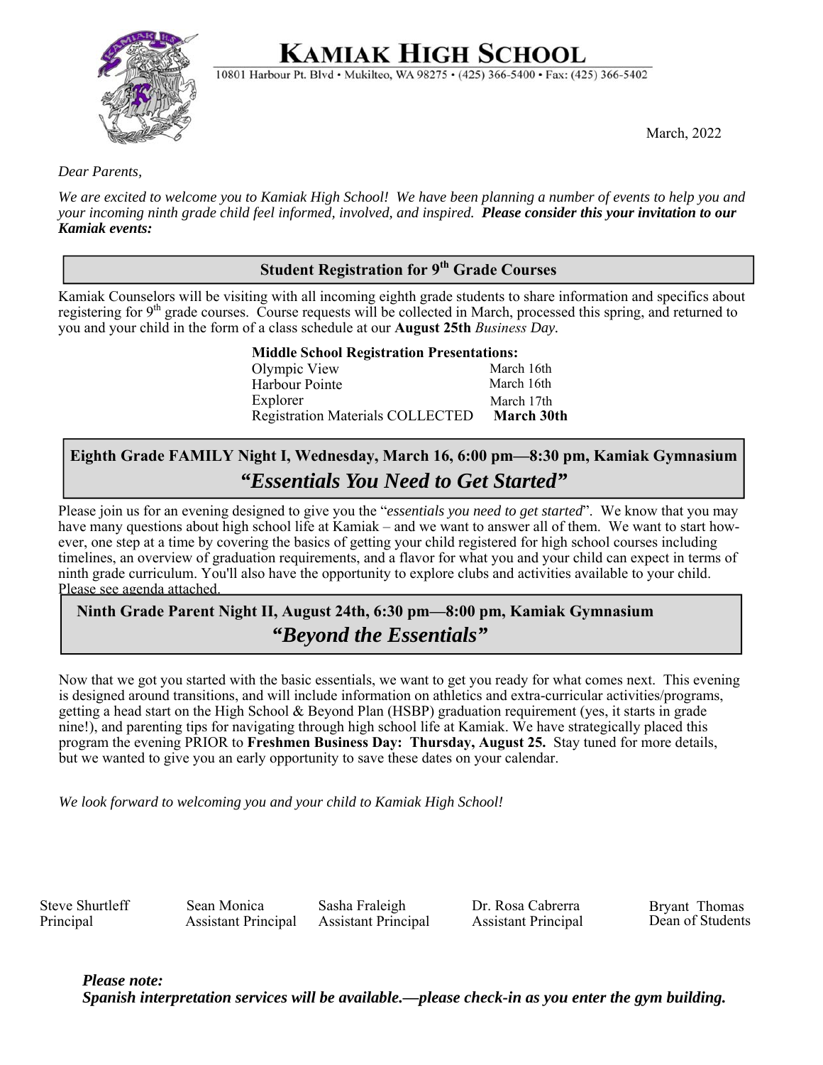# KAMIAK HIGH SCHOOL

10801 Harbour Pt. Blvd • Mukilteo, WA 98275 • (425) 366-5400 • Fax: (425) 366-5402

March, 2022

*Dear Parents,*

*We are excited to welcome you to Kamiak High School! We have been planning a number of events to help you and your incoming ninth grade child feel informed, involved, and inspired.* ***Please consider this your invitation to our Kamiak events:***

## Student Registration for 9th Grade Courses

Kamiak Counselors will be visiting with all incoming eighth grade students to share information and specifics about registering for 9th grade courses. Course requests will be collected in March, processed this spring, and returned to you and your child in the form of a class schedule at our **August 25th** *Business Day.*

**Middle School Registration Presentations:**

| | |
|---|---|
| Olympic View | March 16th |
| Harbour Pointe | March 16th |
| Explorer | March 17th |
| Registration Materials COLLECTED | **March 30th** |

## Eighth Grade FAMILY Night I, Wednesday, March 16, 6:00 pm—8:30 pm, Kamiak Gymnasium

### *"Essentials You Need to Get Started"*

Please join us for an evening designed to give you the "*essentials you need to get started*". We know that you may have many questions about high school life at Kamiak – and we want to answer all of them. We want to start however, one step at a time by covering the basics of getting your child registered for high school courses including timelines, an overview of graduation requirements, and a flavor for what you and your child can expect in terms of ninth grade curriculum. You'll also have the opportunity to explore clubs and activities available to your child. Please see agenda attached.

## Ninth Grade Parent Night II, August 24th, 6:30 pm—8:00 pm, Kamiak Gymnasium

### *"Beyond the Essentials"*

Now that we got you started with the basic essentials, we want to get you ready for what comes next. This evening is designed around transitions, and will include information on athletics and extra-curricular activities/programs, getting a head start on the High School & Beyond Plan (HSBP) graduation requirement (yes, it starts in grade nine!), and parenting tips for navigating through high school life at Kamiak. We have strategically placed this program the evening PRIOR to **Freshmen Business Day: Thursday, August 25.** Stay tuned for more details, but we wanted to give you an early opportunity to save these dates on your calendar.

*We look forward to welcoming you and your child to Kamiak High School!*

| | | | | |
|---|---|---|---|---|
| Steve Shurtleff | Sean Monica | Sasha Fraleigh | Dr. Rosa Cabrerra | Bryant Thomas |
| Principal | Assistant Principal | Assistant Principal | Assistant Principal | Dean of Students |

***Please note:***
***Spanish interpretation services will be available.—please check-in as you enter the gym building.***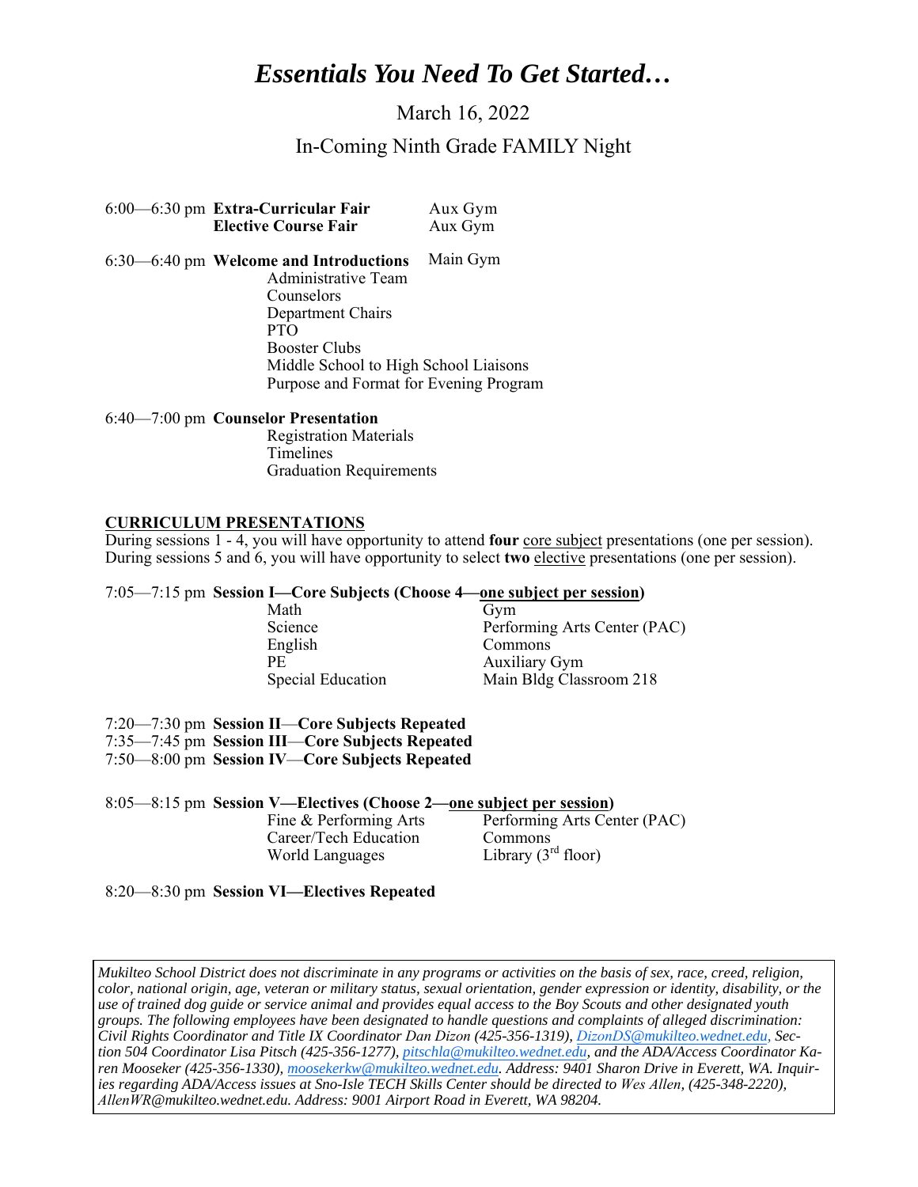# *Essentials You Need To Get Started…*

March 16, 2022

In-Coming Ninth Grade FAMILY Night

| | | |
|---|---|---|
| 6:00—6:30 pm | **Extra-Curricular Fair** | Aux Gym |
| | **Elective Course Fair** | Aux Gym |

6:30—6:40 pm **Welcome and Introductions** Main Gym

- Administrative Team
- Counselors
- Department Chairs
- PTO
- Booster Clubs
- Middle School to High School Liaisons
- Purpose and Format for Evening Program

6:40—7:00 pm **Counselor Presentation**

- Registration Materials
- Timelines
- Graduation Requirements

**CURRICULUM PRESENTATIONS**

During sessions 1 - 4, you will have opportunity to attend **four** core subject presentations (one per session). During sessions 5 and 6, you will have opportunity to select **two** elective presentations (one per session).

7:05—7:15 pm **Session I—Core Subjects (Choose 4—one subject per session)**

| | |
|---|---|
| Math | Gym |
| Science | Performing Arts Center (PAC) |
| English | Commons |
| PE | Auxiliary Gym |
| Special Education | Main Bldg Classroom 218 |

7:20—7:30 pm **Session II—Core Subjects Repeated**
7:35—7:45 pm **Session III—Core Subjects Repeated**
7:50—8:00 pm **Session IV—Core Subjects Repeated**

8:05—8:15 pm **Session V—Electives (Choose 2—one subject per session)**

| | |
|---|---|
| Fine & Performing Arts | Performing Arts Center (PAC) |
| Career/Tech Education | Commons |
| World Languages | Library (3rd floor) |

8:20—8:30 pm **Session VI—Electives Repeated**

*Mukilteo School District does not discriminate in any programs or activities on the basis of sex, race, creed, religion, color, national origin, age, veteran or military status, sexual orientation, gender expression or identity, disability, or the use of trained dog guide or service animal and provides equal access to the Boy Scouts and other designated youth groups. The following employees have been designated to handle questions and complaints of alleged discrimination: Civil Rights Coordinator and Title IX Coordinator Dan Dizon (425-356-1319), DizonDS@mukilteo.wednet.edu, Section 504 Coordinator Lisa Pitsch (425-356-1277), pitschla@mukilteo.wednet.edu, and the ADA/Access Coordinator Karen Mooseker (425-356-1330), moosekerkw@mukilteo.wednet.edu. Address: 9401 Sharon Drive in Everett, WA. Inquiries regarding ADA/Access issues at Sno-Isle TECH Skills Center should be directed to Wes Allen, (425-348-2220), AllenWR@mukilteo.wednet.edu. Address: 9001 Airport Road in Everett, WA 98204.*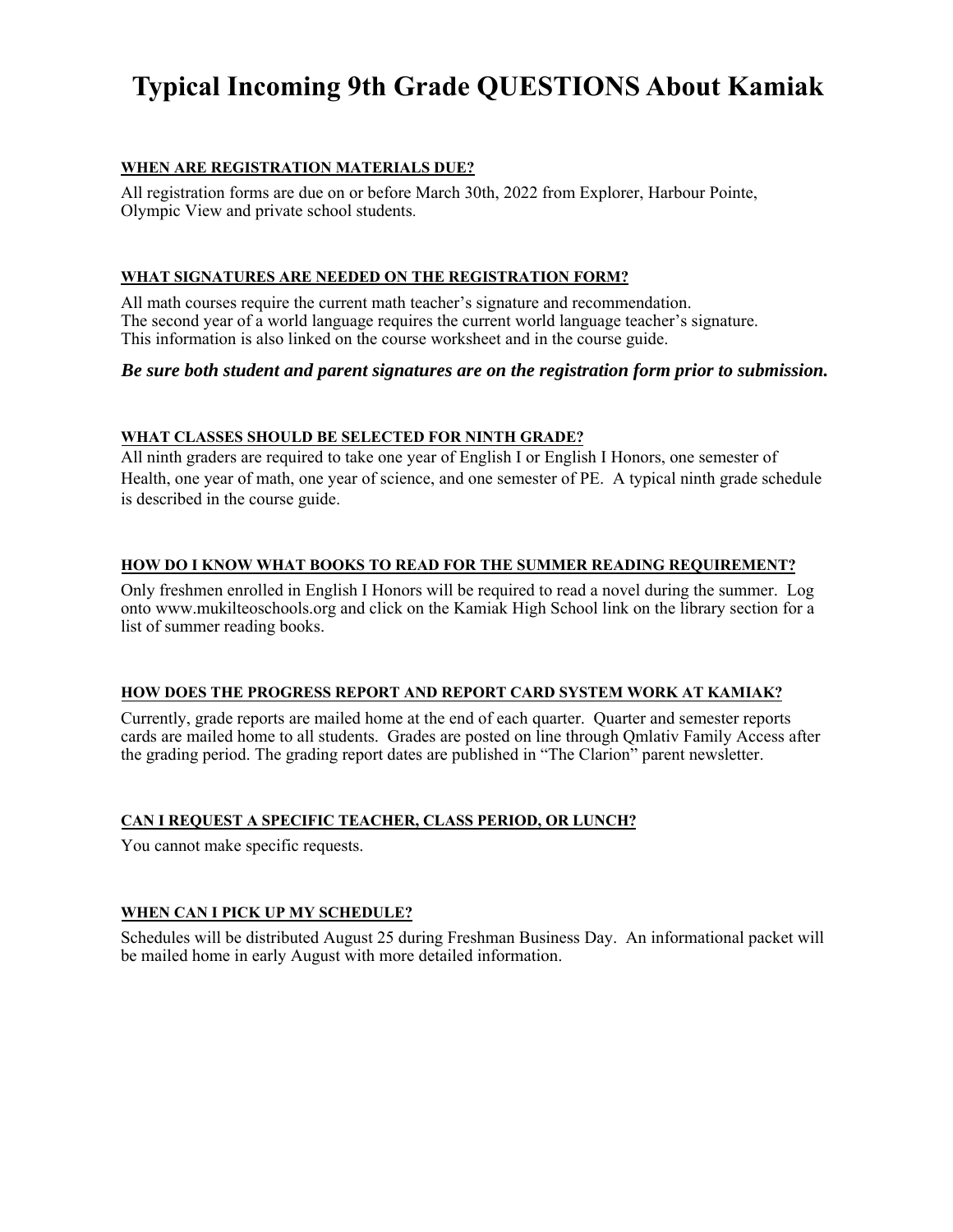# Typical Incoming 9th Grade QUESTIONS About Kamiak

**WHEN ARE REGISTRATION MATERIALS DUE?**

All registration forms are due on or before March 30th, 2022 from Explorer, Harbour Pointe, Olympic View and private school students.

**WHAT SIGNATURES ARE NEEDED ON THE REGISTRATION FORM?**

All math courses require the current math teacher's signature and recommendation.
The second year of a world language requires the current world language teacher's signature.
This information is also linked on the course worksheet and in the course guide.

***Be sure both student and parent signatures are on the registration form prior to submission.***

**WHAT CLASSES SHOULD BE SELECTED FOR NINTH GRADE?**

All ninth graders are required to take one year of English I or English I Honors, one semester of Health, one year of math, one year of science, and one semester of PE. A typical ninth grade schedule is described in the course guide.

**HOW DO I KNOW WHAT BOOKS TO READ FOR THE SUMMER READING REQUIREMENT?**

Only freshmen enrolled in English I Honors will be required to read a novel during the summer. Log onto www.mukilteoschools.org and click on the Kamiak High School link on the library section for a list of summer reading books.

**HOW DOES THE PROGRESS REPORT AND REPORT CARD SYSTEM WORK AT KAMIAK?**

Currently, grade reports are mailed home at the end of each quarter. Quarter and semester reports cards are mailed home to all students. Grades are posted on line through Qmlativ Family Access after the grading period. The grading report dates are published in "The Clarion" parent newsletter.

**CAN I REQUEST A SPECIFIC TEACHER, CLASS PERIOD, OR LUNCH?**

You cannot make specific requests.

**WHEN CAN I PICK UP MY SCHEDULE?**

Schedules will be distributed August 25 during Freshman Business Day. An informational packet will be mailed home in early August with more detailed information.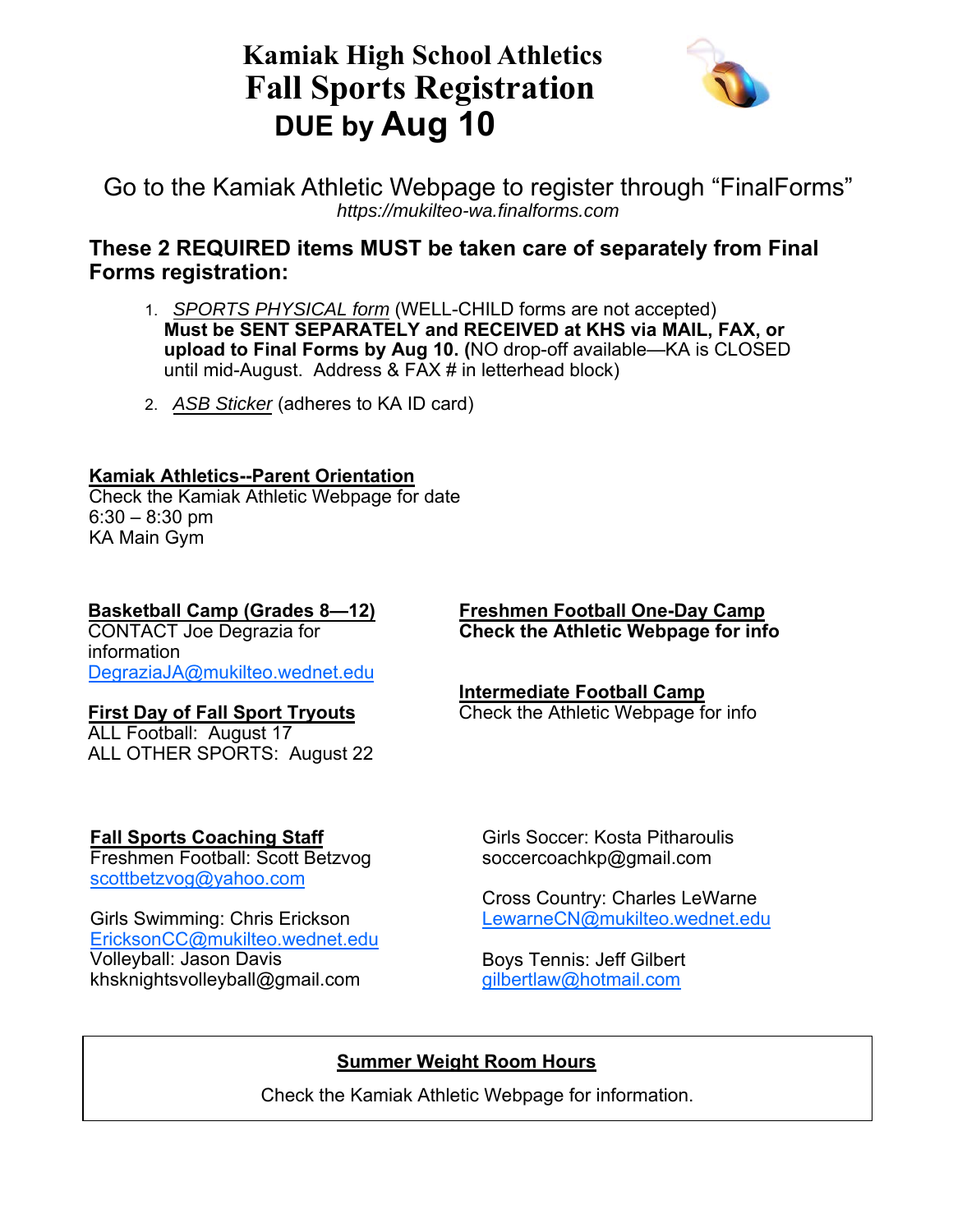# Kamiak High School Athletics
# Fall Sports Registration
# DUE by Aug 10

Go to the Kamiak Athletic Webpage to register through "FinalForms"
*https://mukilteo-wa.finalforms.com*

### These 2 REQUIRED items MUST be taken care of separately from Final Forms registration:

1. *SPORTS PHYSICAL form* (WELL-CHILD forms are not accepted) **Must be SENT SEPARATELY and RECEIVED at KHS via MAIL, FAX, or upload to Final Forms by Aug 10. (**NO drop-off available—KA is CLOSED until mid-August. Address & FAX # in letterhead block)
2. *ASB Sticker* (adheres to KA ID card)

**Kamiak Athletics--Parent Orientation**
Check the Kamiak Athletic Webpage for date
6:30 – 8:30 pm
KA Main Gym

**Basketball Camp (Grades 8—12)**
CONTACT Joe Degrazia for information
DegraziaJA@mukilteo.wednet.edu

**First Day of Fall Sport Tryouts**
ALL Football: August 17
ALL OTHER SPORTS: August 22

**Freshmen Football One-Day Camp**
**Check the Athletic Webpage for info**

**Intermediate Football Camp**
Check the Athletic Webpage for info

**Fall Sports Coaching Staff**
Freshmen Football: Scott Betzvog
scottbetzvog@yahoo.com

Girls Swimming: Chris Erickson
EricksonCC@mukilteo.wednet.edu
Volleyball: Jason Davis
khsknightsvolleyball@gmail.com

Girls Soccer: Kosta Pitharoulis
soccercoachkp@gmail.com

Cross Country: Charles LeWarne
LewarneCN@mukilteo.wednet.edu

Boys Tennis: Jeff Gilbert
gilbertlaw@hotmail.com

**Summer Weight Room Hours**

Check the Kamiak Athletic Webpage for information.